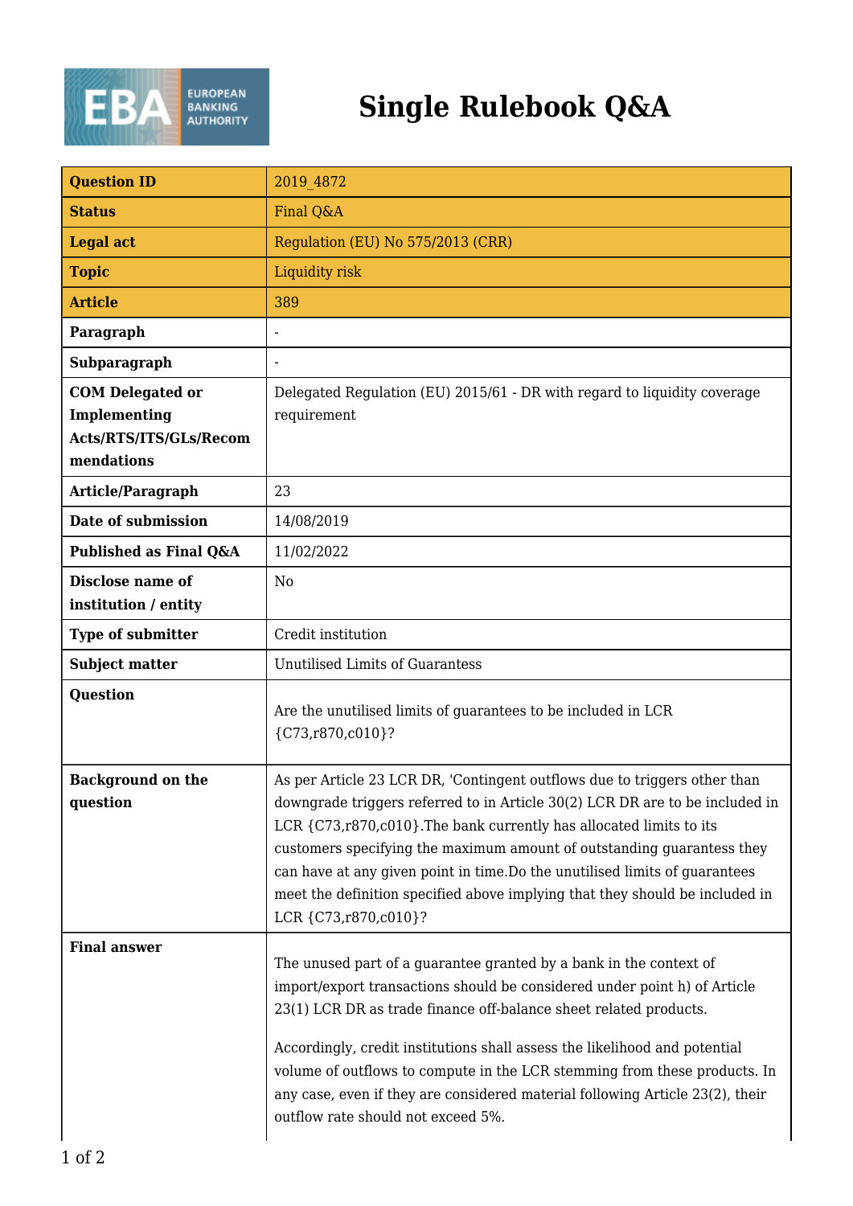# Single Rulebook Q&A

| Question ID | 2019_4872 |
|---|---|
| Status | Final Q&A |
| Legal act | Regulation (EU) No 575/2013 (CRR) |
| Topic | Liquidity risk |
| Article | 389 |
| Paragraph | - |
| Subparagraph | - |
| COM Delegated or Implementing Acts/RTS/ITS/GLs/Recommendations | Delegated Regulation (EU) 2015/61 - DR with regard to liquidity coverage requirement |
| Article/Paragraph | 23 |
| Date of submission | 14/08/2019 |
| Published as Final Q&A | 11/02/2022 |
| Disclose name of institution / entity | No |
| Type of submitter | Credit institution |
| Subject matter | Unutilised Limits of Guarantess |
| Question | Are the unutilised limits of guarantees to be included in LCR {C73,r870,c010}? |
| Background on the question | As per Article 23 LCR DR, 'Contingent outflows due to triggers other than downgrade triggers referred to in Article 30(2) LCR DR are to be included in LCR {C73,r870,c010}.The bank currently has allocated limits to its customers specifying the maximum amount of outstanding guarantess they can have at any given point in time.Do the unutilised limits of guarantees meet the definition specified above implying that they should be included in LCR {C73,r870,c010}? |
| Final answer | The unused part of a guarantee granted by a bank in the context of import/export transactions should be considered under point h) of Article 23(1) LCR DR as trade finance off-balance sheet related products.<br><br>Accordingly, credit institutions shall assess the likelihood and potential volume of outflows to compute in the LCR stemming from these products. In any case, even if they are considered material following Article 23(2), their outflow rate should not exceed 5%. |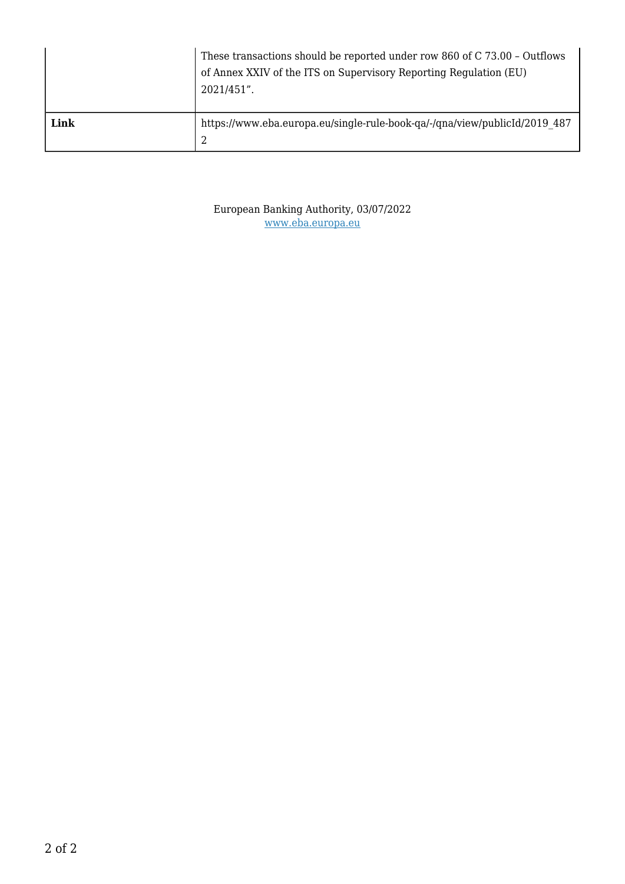| | |
|---|---|
| | These transactions should be reported under row 860 of C 73.00 – Outflows of Annex XXIV of the ITS on Supervisory Reporting Regulation (EU) 2021/451". |
| **Link** | https://www.eba.europa.eu/single-rule-book-qa/-/qna/view/publicId/2019_4872 |

European Banking Authority, 03/07/2022
www.eba.europa.eu